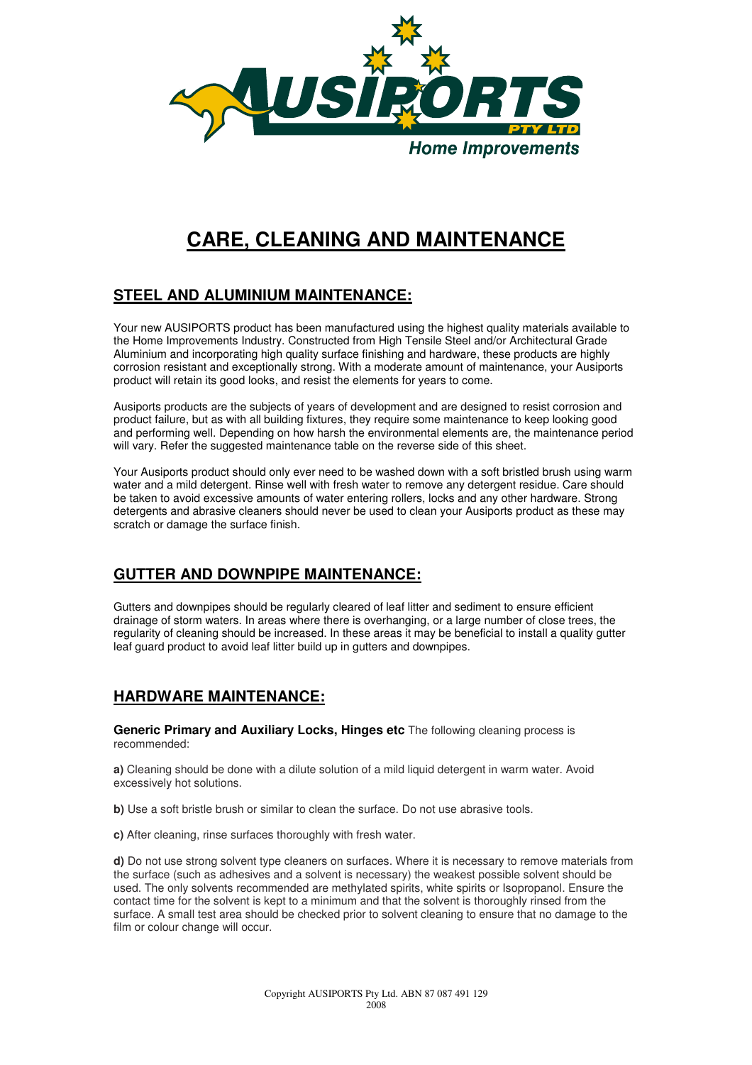AUSIPORTS PTY LTD
Home Improvements

# CARE, CLEANING AND MAINTENANCE

## STEEL AND ALUMINIUM MAINTENANCE:

Your new AUSIPORTS product has been manufactured using the highest quality materials available to the Home Improvements Industry. Constructed from High Tensile Steel and/or Architectural Grade Aluminium and incorporating high quality surface finishing and hardware, these products are highly corrosion resistant and exceptionally strong. With a moderate amount of maintenance, your Ausiports product will retain its good looks, and resist the elements for years to come.

Ausiports products are the subjects of years of development and are designed to resist corrosion and product failure, but as with all building fixtures, they require some maintenance to keep looking good and performing well. Depending on how harsh the environmental elements are, the maintenance period will vary. Refer the suggested maintenance table on the reverse side of this sheet.

Your Ausiports product should only ever need to be washed down with a soft bristled brush using warm water and a mild detergent. Rinse well with fresh water to remove any detergent residue. Care should be taken to avoid excessive amounts of water entering rollers, locks and any other hardware. Strong detergents and abrasive cleaners should never be used to clean your Ausiports product as these may scratch or damage the surface finish.

## GUTTER AND DOWNPIPE MAINTENANCE:

Gutters and downpipes should be regularly cleared of leaf litter and sediment to ensure efficient drainage of storm waters. In areas where there is overhanging, or a large number of close trees, the regularity of cleaning should be increased. In these areas it may be beneficial to install a quality gutter leaf guard product to avoid leaf litter build up in gutters and downpipes.

## HARDWARE MAINTENANCE:

**Generic Primary and Auxiliary Locks, Hinges etc** The following cleaning process is recommended:

**a)** Cleaning should be done with a dilute solution of a mild liquid detergent in warm water. Avoid excessively hot solutions.

**b)** Use a soft bristle brush or similar to clean the surface. Do not use abrasive tools.

**c)** After cleaning, rinse surfaces thoroughly with fresh water.

**d)** Do not use strong solvent type cleaners on surfaces. Where it is necessary to remove materials from the surface (such as adhesives and a solvent is necessary) the weakest possible solvent should be used. The only solvents recommended are methylated spirits, white spirits or Isopropanol. Ensure the contact time for the solvent is kept to a minimum and that the solvent is thoroughly rinsed from the surface. A small test area should be checked prior to solvent cleaning to ensure that no damage to the film or colour change will occur.

Copyright AUSIPORTS Pty Ltd. ABN 87 087 491 129
2008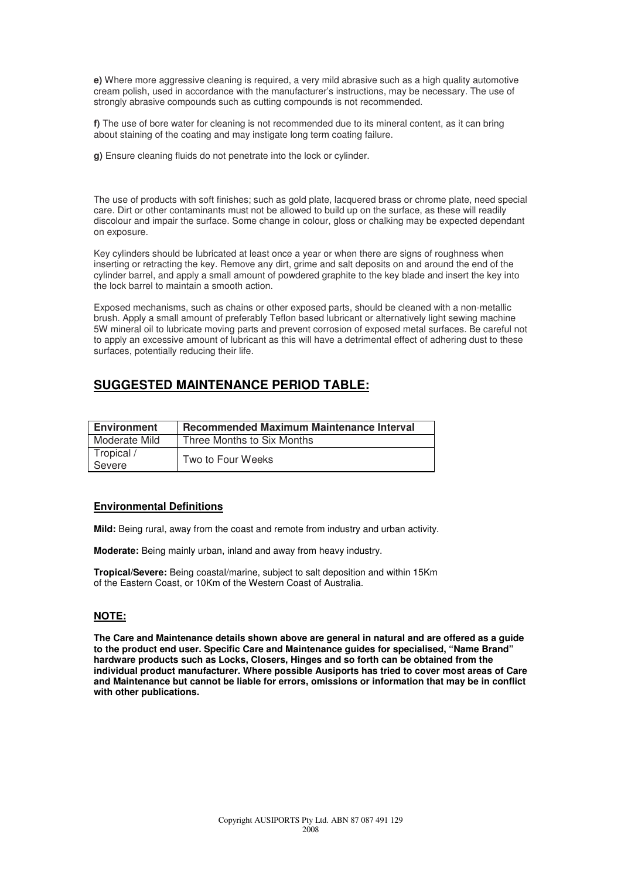**e)** Where more aggressive cleaning is required, a very mild abrasive such as a high quality automotive cream polish, used in accordance with the manufacturer's instructions, may be necessary. The use of strongly abrasive compounds such as cutting compounds is not recommended.

**f)** The use of bore water for cleaning is not recommended due to its mineral content, as it can bring about staining of the coating and may instigate long term coating failure.

**g)** Ensure cleaning fluids do not penetrate into the lock or cylinder.

The use of products with soft finishes; such as gold plate, lacquered brass or chrome plate, need special care. Dirt or other contaminants must not be allowed to build up on the surface, as these will readily discolour and impair the surface. Some change in colour, gloss or chalking may be expected dependant on exposure.

Key cylinders should be lubricated at least once a year or when there are signs of roughness when inserting or retracting the key. Remove any dirt, grime and salt deposits on and around the end of the cylinder barrel, and apply a small amount of powdered graphite to the key blade and insert the key into the lock barrel to maintain a smooth action.

Exposed mechanisms, such as chains or other exposed parts, should be cleaned with a non-metallic brush. Apply a small amount of preferably Teflon based lubricant or alternatively light sewing machine 5W mineral oil to lubricate moving parts and prevent corrosion of exposed metal surfaces. Be careful not to apply an excessive amount of lubricant as this will have a detrimental effect of adhering dust to these surfaces, potentially reducing their life.

## SUGGESTED MAINTENANCE PERIOD TABLE:

| Environment | Recommended Maximum Maintenance Interval |
| --- | --- |
| Moderate Mild | Three Months to Six Months |
| Tropical / Severe | Two to Four Weeks |

### Environmental Definitions

**Mild:** Being rural, away from the coast and remote from industry and urban activity.

**Moderate:** Being mainly urban, inland and away from heavy industry.

**Tropical/Severe:** Being coastal/marine, subject to salt deposition and within 15Km of the Eastern Coast, or 10Km of the Western Coast of Australia.

### NOTE:

**The Care and Maintenance details shown above are general in natural and are offered as a guide to the product end user. Specific Care and Maintenance guides for specialised, "Name Brand" hardware products such as Locks, Closers, Hinges and so forth can be obtained from the individual product manufacturer. Where possible Ausiports has tried to cover most areas of Care and Maintenance but cannot be liable for errors, omissions or information that may be in conflict with other publications.**

Copyright AUSIPORTS Pty Ltd. ABN 87 087 491 129
2008